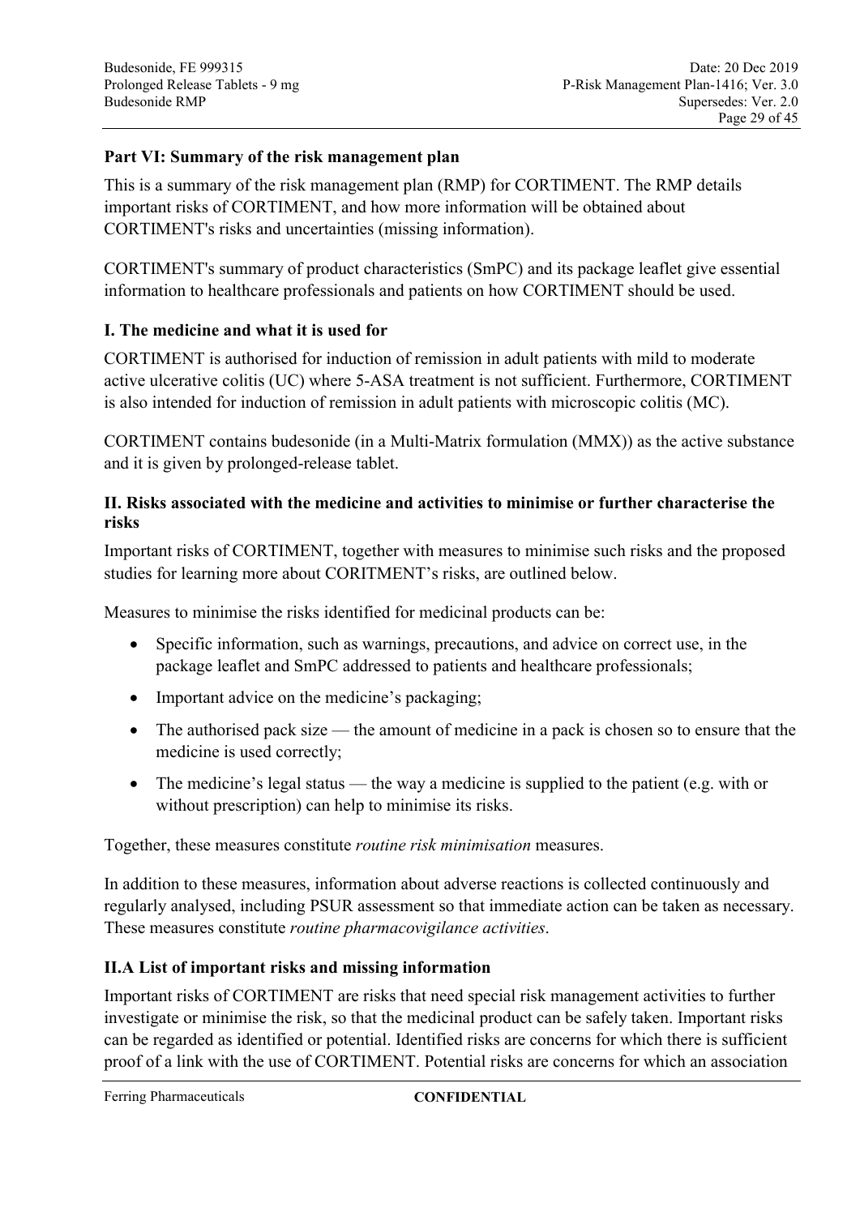## Part VI: Summary of the risk management plan

This is a summary of the risk management plan (RMP) for CORTIMENT. The RMP details important risks of CORTIMENT, and how more information will be obtained about CORTIMENT's risks and uncertainties (missing information).

CORTIMENT's summary of product characteristics (SmPC) and its package leaflet give essential information to healthcare professionals and patients on how CORTIMENT should be used.

### I. The medicine and what it is used for

CORTIMENT is authorised for induction of remission in adult patients with mild to moderate active ulcerative colitis (UC) where 5-ASA treatment is not sufficient. Furthermore, CORTIMENT is also intended for induction of remission in adult patients with microscopic colitis (MC).

CORTIMENT contains budesonide (in a Multi-Matrix formulation (MMX)) as the active substance and it is given by prolonged-release tablet.

### II. Risks associated with the medicine and activities to minimise or further characterise the risks

Important risks of CORTIMENT, together with measures to minimise such risks and the proposed studies for learning more about CORITMENT's risks, are outlined below.

Measures to minimise the risks identified for medicinal products can be:

- Specific information, such as warnings, precautions, and advice on correct use, in the package leaflet and SmPC addressed to patients and healthcare professionals;
- Important advice on the medicine's packaging;
- The authorised pack size — the amount of medicine in a pack is chosen so to ensure that the medicine is used correctly;
- The medicine's legal status — the way a medicine is supplied to the patient (e.g. with or without prescription) can help to minimise its risks.

Together, these measures constitute *routine risk minimisation* measures.

In addition to these measures, information about adverse reactions is collected continuously and regularly analysed, including PSUR assessment so that immediate action can be taken as necessary. These measures constitute *routine pharmacovigilance activities*.

### II.A List of important risks and missing information

Important risks of CORTIMENT are risks that need special risk management activities to further investigate or minimise the risk, so that the medicinal product can be safely taken. Important risks can be regarded as identified or potential. Identified risks are concerns for which there is sufficient proof of a link with the use of CORTIMENT. Potential risks are concerns for which an association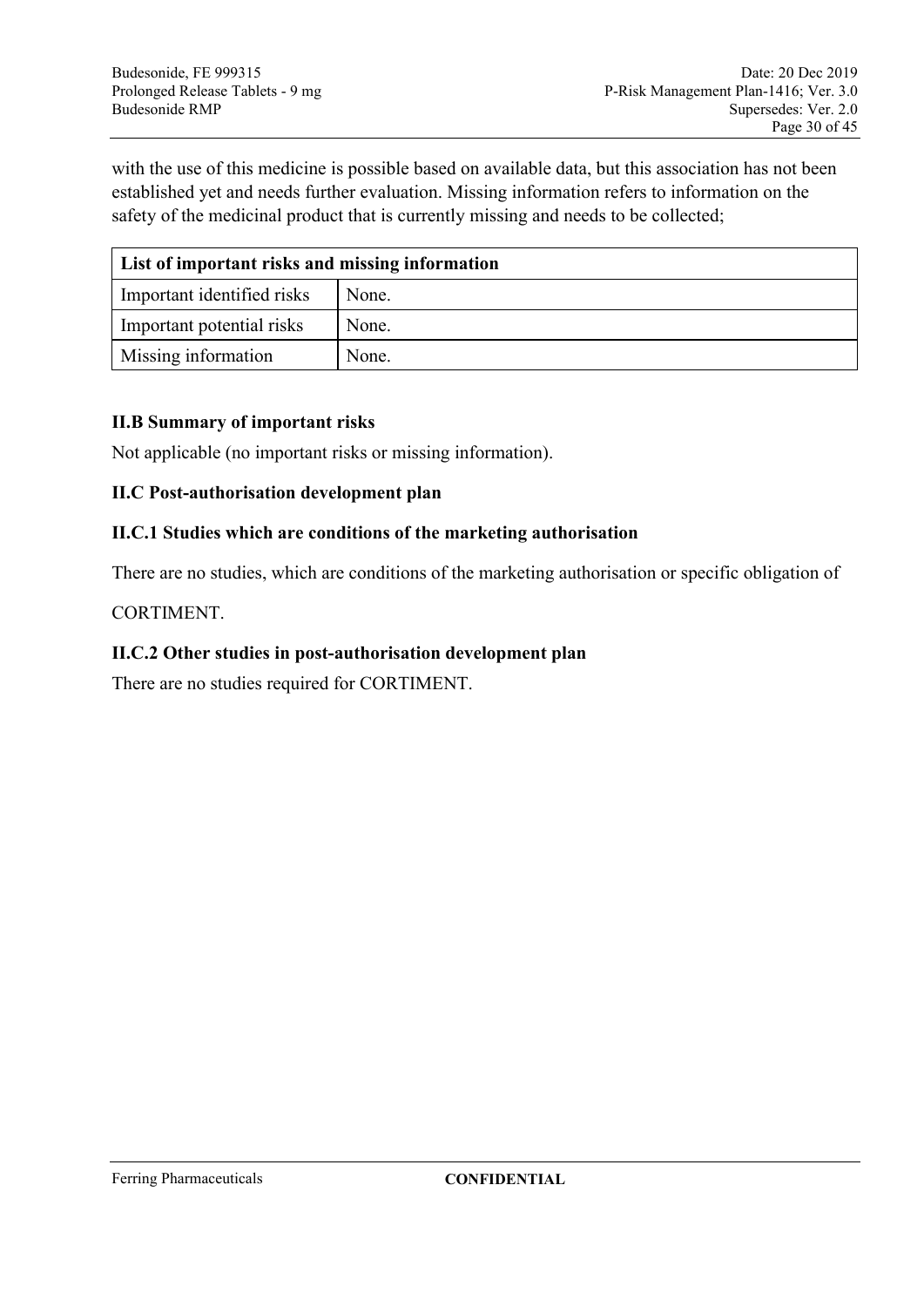with the use of this medicine is possible based on available data, but this association has not been established yet and needs further evaluation. Missing information refers to information on the safety of the medicinal product that is currently missing and needs to be collected;

| List of important risks and missing information | |
|---|---|
| Important identified risks | None. |
| Important potential risks | None. |
| Missing information | None. |

### II.B Summary of important risks

Not applicable (no important risks or missing information).

### II.C Post-authorisation development plan

#### II.C.1 Studies which are conditions of the marketing authorisation

There are no studies, which are conditions of the marketing authorisation or specific obligation of

CORTIMENT.

#### II.C.2 Other studies in post-authorisation development plan

There are no studies required for CORTIMENT.